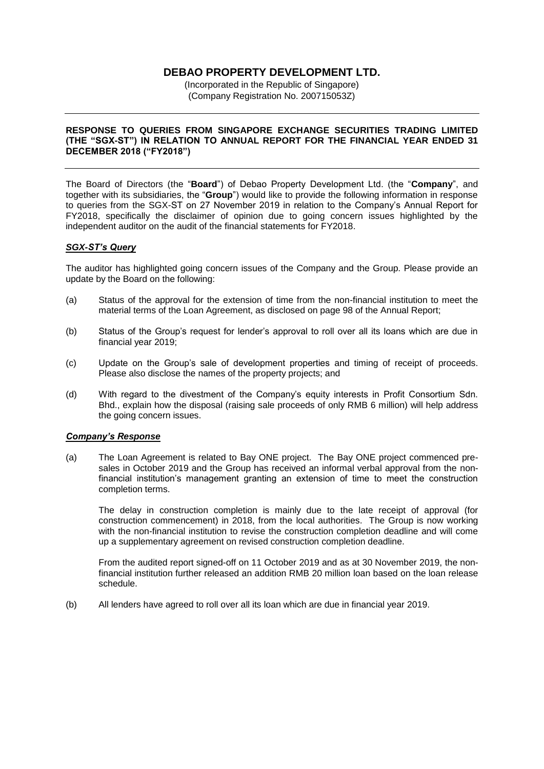# DEBAO PROPERTY DEVELOPMENT LTD.

(Incorporated in the Republic of Singapore)
(Company Registration No. 200715053Z)

---

**RESPONSE TO QUERIES FROM SINGAPORE EXCHANGE SECURITIES TRADING LIMITED (THE "SGX-ST") IN RELATION TO ANNUAL REPORT FOR THE FINANCIAL YEAR ENDED 31 DECEMBER 2018 ("FY2018")**

---

The Board of Directors (the "**Board**") of Debao Property Development Ltd. (the "**Company**", and together with its subsidiaries, the "**Group**") would like to provide the following information in response to queries from the SGX-ST on 27 November 2019 in relation to the Company's Annual Report for FY2018, specifically the disclaimer of opinion due to going concern issues highlighted by the independent auditor on the audit of the financial statements for FY2018.

***SGX-ST's Query***

The auditor has highlighted going concern issues of the Company and the Group. Please provide an update by the Board on the following:

(a) Status of the approval for the extension of time from the non-financial institution to meet the material terms of the Loan Agreement, as disclosed on page 98 of the Annual Report;

(b) Status of the Group's request for lender's approval to roll over all its loans which are due in financial year 2019;

(c) Update on the Group's sale of development properties and timing of receipt of proceeds. Please also disclose the names of the property projects; and

(d) With regard to the divestment of the Company's equity interests in Profit Consortium Sdn. Bhd., explain how the disposal (raising sale proceeds of only RMB 6 million) will help address the going concern issues.

***Company's Response***

(a) The Loan Agreement is related to Bay ONE project. The Bay ONE project commenced pre-sales in October 2019 and the Group has received an informal verbal approval from the non-financial institution's management granting an extension of time to meet the construction completion terms.

The delay in construction completion is mainly due to the late receipt of approval (for construction commencement) in 2018, from the local authorities. The Group is now working with the non-financial institution to revise the construction completion deadline and will come up a supplementary agreement on revised construction completion deadline.

From the audited report signed-off on 11 October 2019 and as at 30 November 2019, the non-financial institution further released an addition RMB 20 million loan based on the loan release schedule.

(b) All lenders have agreed to roll over all its loan which are due in financial year 2019.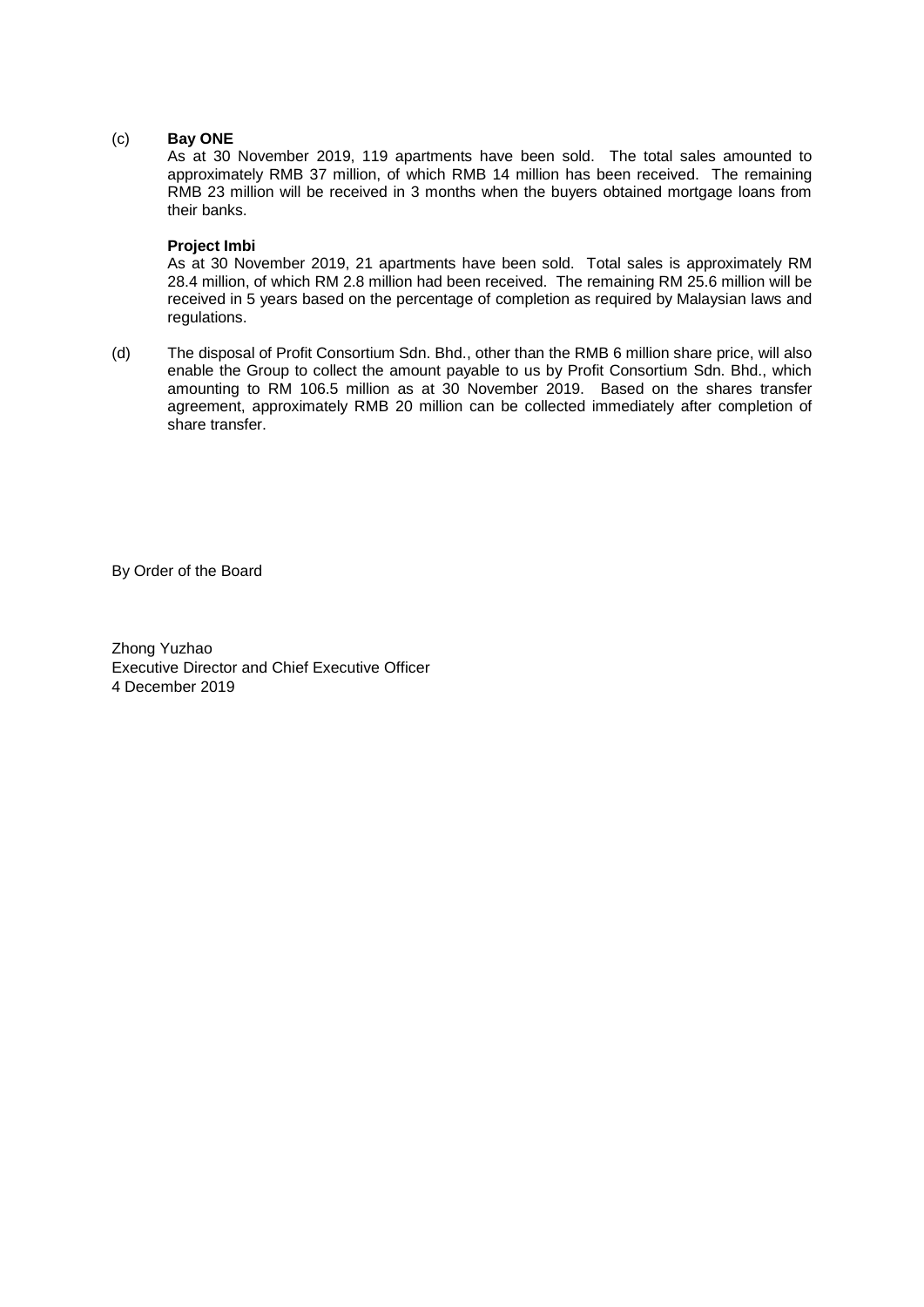(c) **Bay ONE**

As at 30 November 2019, 119 apartments have been sold. The total sales amounted to approximately RMB 37 million, of which RMB 14 million has been received. The remaining RMB 23 million will be received in 3 months when the buyers obtained mortgage loans from their banks.

**Project Imbi**

As at 30 November 2019, 21 apartments have been sold. Total sales is approximately RM 28.4 million, of which RM 2.8 million had been received. The remaining RM 25.6 million will be received in 5 years based on the percentage of completion as required by Malaysian laws and regulations.

(d) The disposal of Profit Consortium Sdn. Bhd., other than the RMB 6 million share price, will also enable the Group to collect the amount payable to us by Profit Consortium Sdn. Bhd., which amounting to RM 106.5 million as at 30 November 2019. Based on the shares transfer agreement, approximately RMB 20 million can be collected immediately after completion of share transfer.

By Order of the Board

Zhong Yuzhao
Executive Director and Chief Executive Officer
4 December 2019